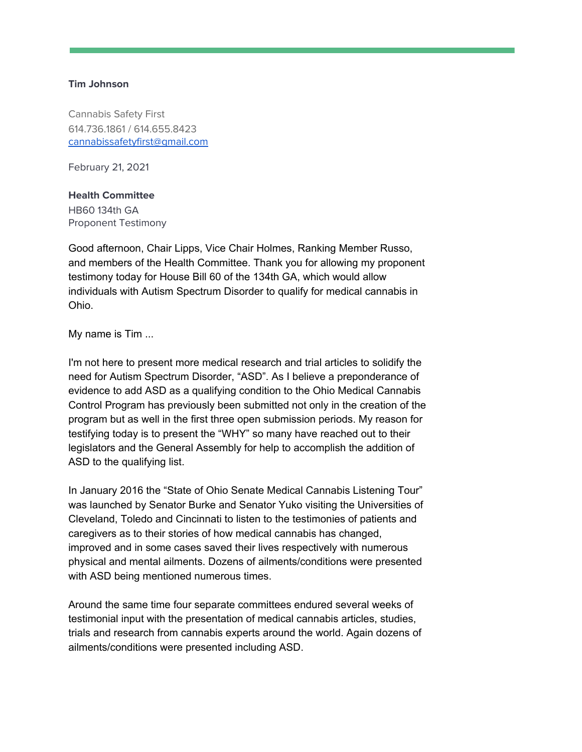**Tim Johnson**

Cannabis Safety First
614.736.1861 / 614.655.8423
cannabissafetyfirst@gmail.com

February 21, 2021

**Health Committee**
HB60 134th GA
Proponent Testimony

Good afternoon, Chair Lipps, Vice Chair Holmes, Ranking Member Russo, and members of the Health Committee. Thank you for allowing my proponent testimony today for House Bill 60 of the 134th GA, which would allow individuals with Autism Spectrum Disorder to qualify for medical cannabis in Ohio.

My name is Tim ...

I'm not here to present more medical research and trial articles to solidify the need for Autism Spectrum Disorder, "ASD". As I believe a preponderance of evidence to add ASD as a qualifying condition to the Ohio Medical Cannabis Control Program has previously been submitted not only in the creation of the program but as well in the first three open submission periods. My reason for testifying today is to present the "WHY" so many have reached out to their legislators and the General Assembly for help to accomplish the addition of ASD to the qualifying list.

In January 2016 the "State of Ohio Senate Medical Cannabis Listening Tour" was launched by Senator Burke and Senator Yuko visiting the Universities of Cleveland, Toledo and Cincinnati to listen to the testimonies of patients and caregivers as to their stories of how medical cannabis has changed, improved and in some cases saved their lives respectively with numerous physical and mental ailments. Dozens of ailments/conditions were presented with ASD being mentioned numerous times.

Around the same time four separate committees endured several weeks of testimonial input with the presentation of medical cannabis articles, studies, trials and research from cannabis experts around the world. Again dozens of ailments/conditions were presented including ASD.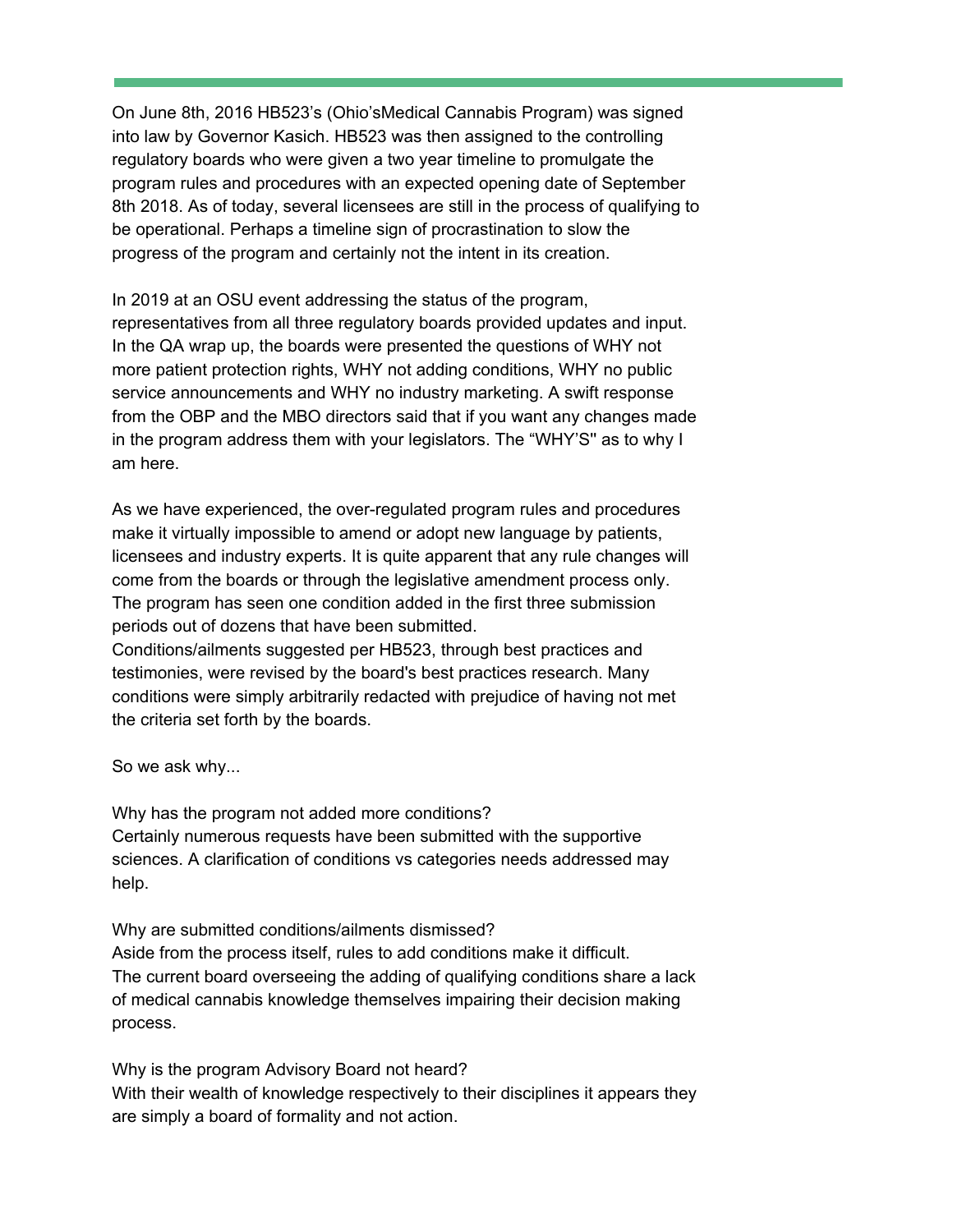On June 8th, 2016 HB523's (Ohio'sMedical Cannabis Program) was signed into law by Governor Kasich. HB523 was then assigned to the controlling regulatory boards who were given a two year timeline to promulgate the program rules and procedures with an expected opening date of September 8th 2018. As of today, several licensees are still in the process of qualifying to be operational. Perhaps a timeline sign of procrastination to slow the progress of the program and certainly not the intent in its creation.

In 2019 at an OSU event addressing the status of the program, representatives from all three regulatory boards provided updates and input. In the QA wrap up, the boards were presented the questions of WHY not more patient protection rights, WHY not adding conditions, WHY no public service announcements and WHY no industry marketing. A swift response from the OBP and the MBO directors said that if you want any changes made in the program address them with your legislators. The "WHY'S" as to why I am here.

As we have experienced, the over-regulated program rules and procedures make it virtually impossible to amend or adopt new language by patients, licensees and industry experts. It is quite apparent that any rule changes will come from the boards or through the legislative amendment process only. The program has seen one condition added in the first three submission periods out of dozens that have been submitted.
Conditions/ailments suggested per HB523, through best practices and testimonies, were revised by the board's best practices research. Many conditions were simply arbitrarily redacted with prejudice of having not met the criteria set forth by the boards.

So we ask why...

Why has the program not added more conditions?
Certainly numerous requests have been submitted with the supportive sciences. A clarification of conditions vs categories needs addressed may help.

Why are submitted conditions/ailments dismissed?
Aside from the process itself, rules to add conditions make it difficult. The current board overseeing the adding of qualifying conditions share a lack of medical cannabis knowledge themselves impairing their decision making process.

Why is the program Advisory Board not heard?
With their wealth of knowledge respectively to their disciplines it appears they are simply a board of formality and not action.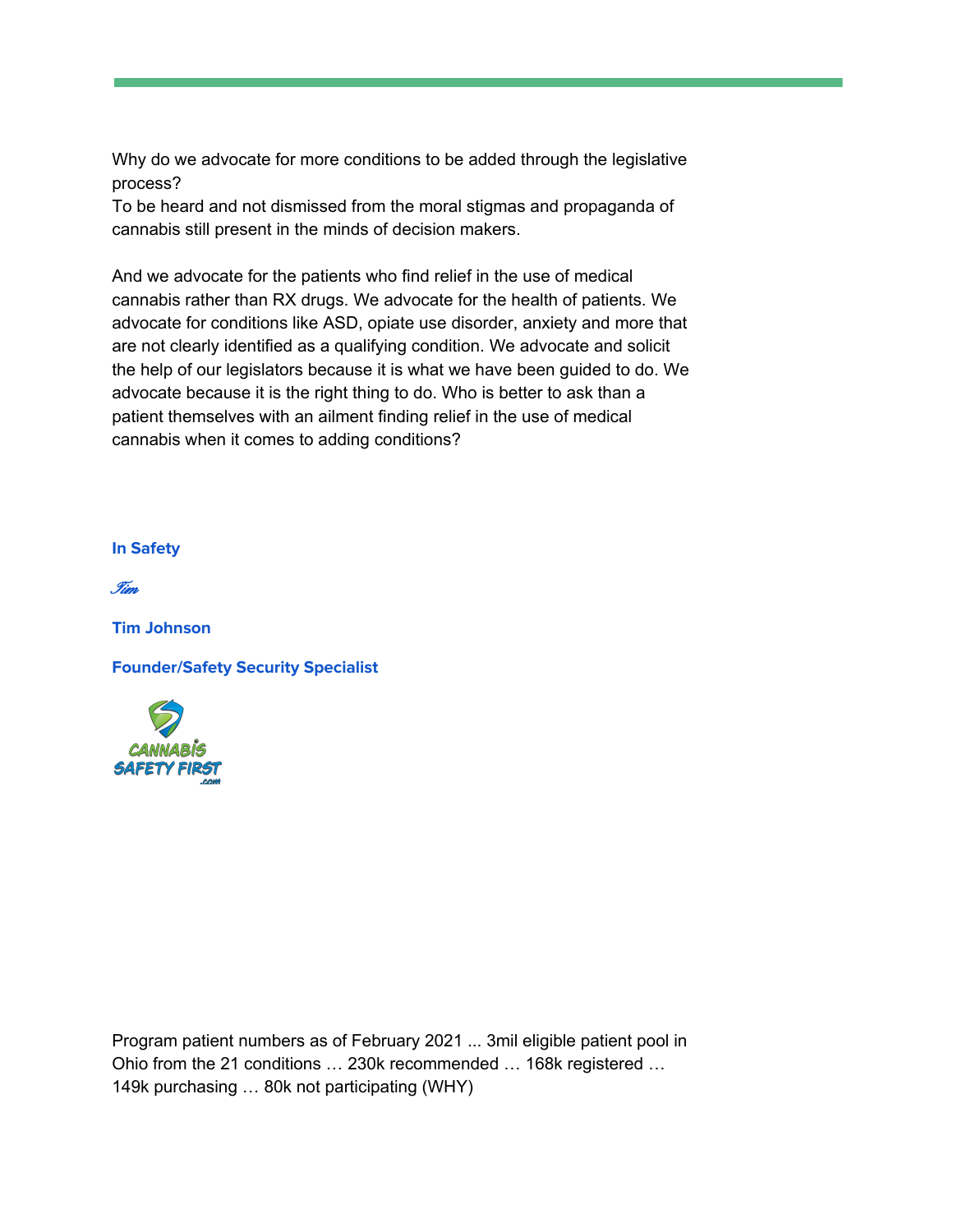Why do we advocate for more conditions to be added through the legislative process?
To be heard and not dismissed from the moral stigmas and propaganda of cannabis still present in the minds of decision makers.

And we advocate for the patients who find relief in the use of medical cannabis rather than RX drugs. We advocate for the health of patients. We advocate for conditions like ASD, opiate use disorder, anxiety and more that are not clearly identified as a qualifying condition. We advocate and solicit the help of our legislators because it is what we have been guided to do. We advocate because it is the right thing to do. Who is better to ask than a patient themselves with an ailment finding relief in the use of medical cannabis when it comes to adding conditions?

**In Safety**

*Tim*

**Tim Johnson**

**Founder/Safety Security Specialist**

CANNABIS SAFETY FIRST .com

Program patient numbers as of February 2021 ... 3mil eligible patient pool in Ohio from the 21 conditions … 230k recommended … 168k registered … 149k purchasing … 80k not participating (WHY)